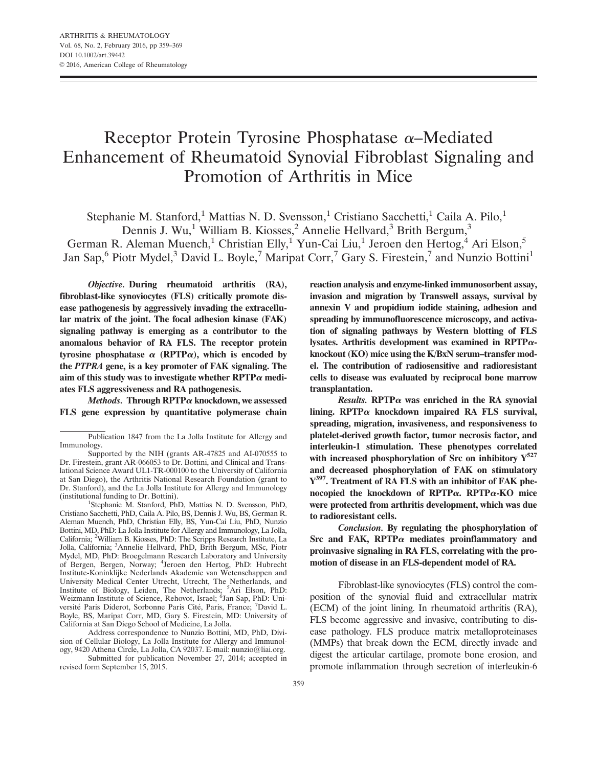# Receptor Protein Tyrosine Phosphatase α–Mediated Enhancement of Rheumatoid Synovial Fibroblast Signaling and Promotion of Arthritis in Mice

Stephanie M. Stanford,[1] Mattias N. D. Svensson,[1] Cristiano Sacchetti,[1] Caila A. Pilo,[1] Dennis J. Wu,[1] William B. Kiosses,[2] Annelie Hellvard,[3] Brith Bergum,[3] German R. Aleman Muench,[1] Christian Elly,[1] Yun-Cai Liu,[1] Jeroen den Hertog,[4] Ari Elson,[5] Jan Sap,[6] Piotr Mydel,[3] David L. Boyle,[7] Maripat Corr,[7] Gary S. Firestein,[7] and Nunzio Bottini[1]

***Objective.*** **During rheumatoid arthritis (RA), fibroblast-like synoviocytes (FLS) critically promote disease pathogenesis by aggressively invading the extracellular matrix of the joint. The focal adhesion kinase (FAK) signaling pathway is emerging as a contributor to the anomalous behavior of RA FLS. The receptor protein tyrosine phosphatase α (RPTPα), which is encoded by the *PTPRA* gene, is a key promoter of FAK signaling. The aim of this study was to investigate whether RPTPα mediates FLS aggressiveness and RA pathogenesis.**

***Methods.*** **Through RPTPα knockdown, we assessed FLS gene expression by quantitative polymerase chain reaction analysis and enzyme-linked immunosorbent assay, invasion and migration by Transwell assays, survival by annexin V and propidium iodide staining, adhesion and spreading by immunofluorescence microscopy, and activation of signaling pathways by Western blotting of FLS lysates. Arthritis development was examined in RPTPα-knockout (KO) mice using the K/BxN serum–transfer model. The contribution of radiosensitive and radioresistant cells to disease was evaluated by reciprocal bone marrow transplantation.**

***Results.*** **RPTPα was enriched in the RA synovial lining. RPTPα knockdown impaired RA FLS survival, spreading, migration, invasiveness, and responsiveness to platelet-derived growth factor, tumor necrosis factor, and interleukin-1 stimulation. These phenotypes correlated with increased phosphorylation of Src on inhibitory $Y^{527}$ and decreased phosphorylation of FAK on stimulatory $Y^{397}$. Treatment of RA FLS with an inhibitor of FAK phenocopied the knockdown of RPTPα. RPTPα-KO mice were protected from arthritis development, which was due to radioresistant cells.**

***Conclusion.*** **By regulating the phosphorylation of Src and FAK, RPTPα mediates proinflammatory and proinvasive signaling in RA FLS, correlating with the promotion of disease in an FLS-dependent model of RA.**

Fibroblast-like synoviocytes (FLS) control the composition of the synovial fluid and extracellular matrix (ECM) of the joint lining. In rheumatoid arthritis (RA), FLS become aggressive and invasive, contributing to disease pathology. FLS produce matrix metalloproteinases (MMPs) that break down the ECM, directly invade and digest the articular cartilage, promote bone erosion, and promote inflammation through secretion of interleukin-6

---

Publication 1847 from the La Jolla Institute for Allergy and Immunology.

Supported by the NIH (grants AR-47825 and AI-070555 to Dr. Firestein, grant AR-066053 to Dr. Bottini, and Clinical and Translational Science Award UL1-TR-000100 to the University of California at San Diego), the Arthritis National Research Foundation (grant to Dr. Stanford), and the La Jolla Institute for Allergy and Immunology (institutional funding to Dr. Bottini).

[1]Stephanie M. Stanford, PhD, Mattias N. D. Svensson, PhD, Cristiano Sacchetti, PhD, Caila A. Pilo, BS, Dennis J. Wu, BS, German R. Aleman Muench, PhD, Christian Elly, BS, Yun-Cai Liu, PhD, Nunzio Bottini, MD, PhD: La Jolla Institute for Allergy and Immunology, La Jolla, California; [2]William B. Kiosses, PhD: The Scripps Research Institute, La Jolla, California; [3]Annelie Hellvard, PhD, Brith Bergum, MSc, Piotr Mydel, MD, PhD: Broegelmann Research Laboratory and University of Bergen, Bergen, Norway; [4]Jeroen den Hertog, PhD: Hubrecht Institute-Koninklijke Nederlands Akademie van Wetenschappen and University Medical Center Utrecht, Utrecht, The Netherlands, and Institute of Biology, Leiden, The Netherlands; [5]Ari Elson, PhD: Weizmann Institute of Science, Rehovot, Israel; [6]Jan Sap, PhD: Université Paris Diderot, Sorbonne Paris Cité, Paris, France; [7]David L. Boyle, BS, Maripat Corr, MD, Gary S. Firestein, MD: University of California at San Diego School of Medicine, La Jolla.

Address correspondence to Nunzio Bottini, MD, PhD, Division of Cellular Biology, La Jolla Institute for Allergy and Immunology, 9420 Athena Circle, La Jolla, CA 92037. E-mail: nunzio@liai.org.

Submitted for publication November 27, 2014; accepted in revised form September 15, 2015.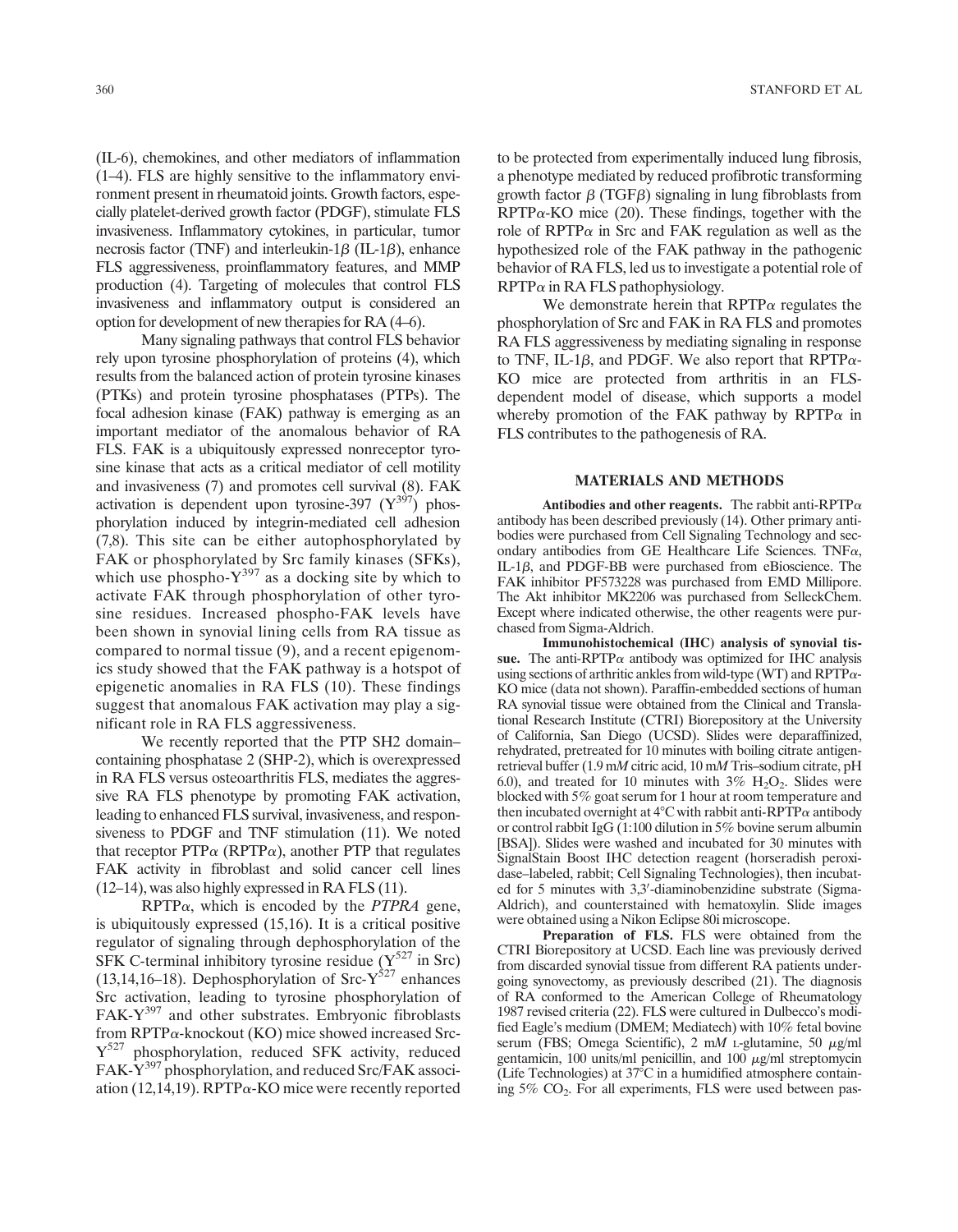(IL-6), chemokines, and other mediators of inflammation (1–4). FLS are highly sensitive to the inflammatory environment present in rheumatoid joints. Growth factors, especially platelet-derived growth factor (PDGF), stimulate FLS invasiveness. Inflammatory cytokines, in particular, tumor necrosis factor (TNF) and interleukin-1$\beta$ (IL-1$\beta$), enhance FLS aggressiveness, proinflammatory features, and MMP production (4). Targeting of molecules that control FLS invasiveness and inflammatory output is considered an option for development of new therapies for RA (4–6).

Many signaling pathways that control FLS behavior rely upon tyrosine phosphorylation of proteins (4), which results from the balanced action of protein tyrosine kinases (PTKs) and protein tyrosine phosphatases (PTPs). The focal adhesion kinase (FAK) pathway is emerging as an important mediator of the anomalous behavior of RA FLS. FAK is a ubiquitously expressed nonreceptor tyrosine kinase that acts as a critical mediator of cell motility and invasiveness (7) and promotes cell survival (8). FAK activation is dependent upon tyrosine-397 ($Y^{397}$) phosphorylation induced by integrin-mediated cell adhesion (7,8). This site can be either autophosphorylated by FAK or phosphorylated by Src family kinases (SFKs), which use phospho-$Y^{397}$ as a docking site by which to activate FAK through phosphorylation of other tyrosine residues. Increased phospho-FAK levels have been shown in synovial lining cells from RA tissue as compared to normal tissue (9), and a recent epigenomics study showed that the FAK pathway is a hotspot of epigenetic anomalies in RA FLS (10). These findings suggest that anomalous FAK activation may play a significant role in RA FLS aggressiveness.

We recently reported that the PTP SH2 domain–containing phosphatase 2 (SHP-2), which is overexpressed in RA FLS versus osteoarthritis FLS, mediates the aggressive RA FLS phenotype by promoting FAK activation, leading to enhanced FLS survival, invasiveness, and responsiveness to PDGF and TNF stimulation (11). We noted that receptor PTP$\alpha$ (RPTP$\alpha$), another PTP that regulates FAK activity in fibroblast and solid cancer cell lines (12–14), was also highly expressed in RA FLS (11).

RPTP$\alpha$, which is encoded by the *PTPRA* gene, is ubiquitously expressed (15,16). It is a critical positive regulator of signaling through dephosphorylation of the SFK C-terminal inhibitory tyrosine residue ($Y^{527}$ in Src) (13,14,16–18). Dephosphorylation of Src-$Y^{527}$ enhances Src activation, leading to tyrosine phosphorylation of FAK-$Y^{397}$ and other substrates. Embryonic fibroblasts from RPTP$\alpha$-knockout (KO) mice showed increased Src-$Y^{527}$ phosphorylation, reduced SFK activity, reduced FAK-$Y^{397}$ phosphorylation, and reduced Src/FAK association (12,14,19). RPTP$\alpha$-KO mice were recently reported to be protected from experimentally induced lung fibrosis, a phenotype mediated by reduced profibrotic transforming growth factor $\beta$ (TGF$\beta$) signaling in lung fibroblasts from RPTP$\alpha$-KO mice (20). These findings, together with the role of RPTP$\alpha$ in Src and FAK regulation as well as the hypothesized role of the FAK pathway in the pathogenic behavior of RA FLS, led us to investigate a potential role of RPTP$\alpha$ in RA FLS pathophysiology.

We demonstrate herein that RPTP$\alpha$ regulates the phosphorylation of Src and FAK in RA FLS and promotes RA FLS aggressiveness by mediating signaling in response to TNF, IL-1$\beta$, and PDGF. We also report that RPTP$\alpha$-KO mice are protected from arthritis in an FLS-dependent model of disease, which supports a model whereby promotion of the FAK pathway by RPTP$\alpha$ in FLS contributes to the pathogenesis of RA.

## MATERIALS AND METHODS

**Antibodies and other reagents.** The rabbit anti-RPTP$\alpha$ antibody has been described previously (14). Other primary antibodies were purchased from Cell Signaling Technology and secondary antibodies from GE Healthcare Life Sciences. TNF$\alpha$, IL-1$\beta$, and PDGF-BB were purchased from eBioscience. The FAK inhibitor PF573228 was purchased from EMD Millipore. The Akt inhibitor MK2206 was purchased from SelleckChem. Except where indicated otherwise, the other reagents were purchased from Sigma-Aldrich.

**Immunohistochemical (IHC) analysis of synovial tissue.** The anti-RPTP$\alpha$ antibody was optimized for IHC analysis using sections of arthritic ankles from wild-type (WT) and RPTP$\alpha$-KO mice (data not shown). Paraffin-embedded sections of human RA synovial tissue were obtained from the Clinical and Translational Research Institute (CTRI) Biorepository at the University of California, San Diego (UCSD). Slides were deparaffinized, rehydrated, pretreated for 10 minutes with boiling citrate antigen-retrieval buffer (1.9 m*M* citric acid, 10 m*M* Tris–sodium citrate, pH 6.0), and treated for 10 minutes with 3% $H_2O_2$. Slides were blocked with 5% goat serum for 1 hour at room temperature and then incubated overnight at 4°C with rabbit anti-RPTP$\alpha$ antibody or control rabbit IgG (1:100 dilution in 5% bovine serum albumin [BSA]). Slides were washed and incubated for 30 minutes with SignalStain Boost IHC detection reagent (horseradish peroxidase–labeled, rabbit; Cell Signaling Technologies), then incubated for 5 minutes with 3,3′-diaminobenzidine substrate (Sigma-Aldrich), and counterstained with hematoxylin. Slide images were obtained using a Nikon Eclipse 80i microscope.

**Preparation of FLS.** FLS were obtained from the CTRI Biorepository at UCSD. Each line was previously derived from discarded synovial tissue from different RA patients undergoing synovectomy, as previously described (21). The diagnosis of RA conformed to the American College of Rheumatology 1987 revised criteria (22). FLS were cultured in Dulbecco's modified Eagle's medium (DMEM; Mediatech) with 10% fetal bovine serum (FBS; Omega Scientific), 2 m*M* L-glutamine, 50 $\mu$g/ml gentamicin, 100 units/ml penicillin, and 100 $\mu$g/ml streptomycin (Life Technologies) at 37°C in a humidified atmosphere containing 5% $CO_2$. For all experiments, FLS were used between pas-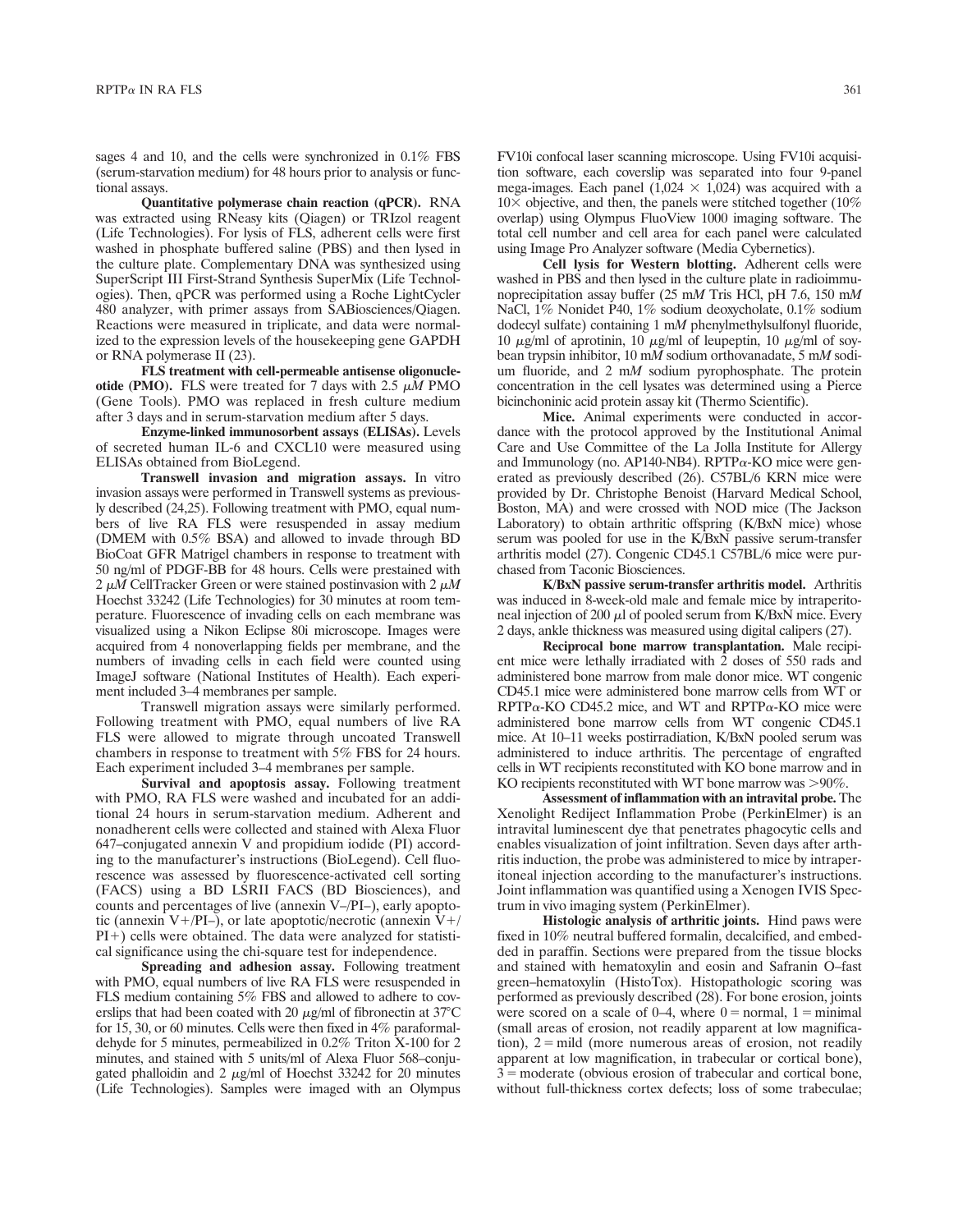sages 4 and 10, and the cells were synchronized in 0.1% FBS (serum-starvation medium) for 48 hours prior to analysis or functional assays.

**Quantitative polymerase chain reaction (qPCR).** RNA was extracted using RNeasy kits (Qiagen) or TRIzol reagent (Life Technologies). For lysis of FLS, adherent cells were first washed in phosphate buffered saline (PBS) and then lysed in the culture plate. Complementary DNA was synthesized using SuperScript III First-Strand Synthesis SuperMix (Life Technologies). Then, qPCR was performed using a Roche LightCycler 480 analyzer, with primer assays from SABiosciences/Qiagen. Reactions were measured in triplicate, and data were normalized to the expression levels of the housekeeping gene GAPDH or RNA polymerase II (23).

**FLS treatment with cell-permeable antisense oligonucleotide (PMO).** FLS were treated for 7 days with 2.5 $\mu M$ PMO (Gene Tools). PMO was replaced in fresh culture medium after 3 days and in serum-starvation medium after 5 days.

**Enzyme-linked immunosorbent assays (ELISAs).** Levels of secreted human IL-6 and CXCL10 were measured using ELISAs obtained from BioLegend.

**Transwell invasion and migration assays.** In vitro invasion assays were performed in Transwell systems as previously described (24,25). Following treatment with PMO, equal numbers of live RA FLS were resuspended in assay medium (DMEM with 0.5% BSA) and allowed to invade through BD BioCoat GFR Matrigel chambers in response to treatment with 50 ng/ml of PDGF-BB for 48 hours. Cells were prestained with 2 $\mu M$ CellTracker Green or were stained postinvasion with 2 $\mu M$ Hoechst 33242 (Life Technologies) for 30 minutes at room temperature. Fluorescence of invading cells on each membrane was visualized using a Nikon Eclipse 80i microscope. Images were acquired from 4 nonoverlapping fields per membrane, and the numbers of invading cells in each field were counted using ImageJ software (National Institutes of Health). Each experiment included 3–4 membranes per sample.

Transwell migration assays were similarly performed. Following treatment with PMO, equal numbers of live RA FLS were allowed to migrate through uncoated Transwell chambers in response to treatment with 5% FBS for 24 hours. Each experiment included 3–4 membranes per sample.

**Survival and apoptosis assay.** Following treatment with PMO, RA FLS were washed and incubated for an additional 24 hours in serum-starvation medium. Adherent and nonadherent cells were collected and stained with Alexa Fluor 647–conjugated annexin V and propidium iodide (PI) according to the manufacturer's instructions (BioLegend). Cell fluorescence was assessed by fluorescence-activated cell sorting (FACS) using a BD LSRII FACS (BD Biosciences), and counts and percentages of live (annexin V–/PI–), early apoptotic (annexin V+/PI–), or late apoptotic/necrotic (annexin V+/PI+) cells were obtained. The data were analyzed for statistical significance using the chi-square test for independence.

**Spreading and adhesion assay.** Following treatment with PMO, equal numbers of live RA FLS were resuspended in FLS medium containing 5% FBS and allowed to adhere to coverslips that had been coated with 20 $\mu$g/ml of fibronectin at 37°C for 15, 30, or 60 minutes. Cells were then fixed in 4% paraformaldehyde for 5 minutes, permeabilized in 0.2% Triton X-100 for 2 minutes, and stained with 5 units/ml of Alexa Fluor 568–conjugated phalloidin and 2 $\mu$g/ml of Hoechst 33242 for 20 minutes (Life Technologies). Samples were imaged with an Olympus FV10i confocal laser scanning microscope. Using FV10i acquisition software, each coverslip was separated into four 9-panel mega-images. Each panel (1,024 × 1,024) was acquired with a 10× objective, and then, the panels were stitched together (10% overlap) using Olympus FluoView 1000 imaging software. The total cell number and cell area for each panel were calculated using Image Pro Analyzer software (Media Cybernetics).

**Cell lysis for Western blotting.** Adherent cells were washed in PBS and then lysed in the culture plate in radioimmunoprecipitation assay buffer (25 m$M$ Tris HCl, pH 7.6, 150 m$M$ NaCl, 1% Nonidet P40, 1% sodium deoxycholate, 0.1% sodium dodecyl sulfate) containing 1 m$M$ phenylmethylsulfonyl fluoride, 10 $\mu$g/ml of aprotinin, 10 $\mu$g/ml of leupeptin, 10 $\mu$g/ml of soybean trypsin inhibitor, 10 m$M$ sodium orthovanadate, 5 m$M$ sodium fluoride, and 2 m$M$ sodium pyrophosphate. The protein concentration in the cell lysates was determined using a Pierce bicinchoninic acid protein assay kit (Thermo Scientific).

**Mice.** Animal experiments were conducted in accordance with the protocol approved by the Institutional Animal Care and Use Committee of the La Jolla Institute for Allergy and Immunology (no. AP140-NB4). RPTP$\alpha$-KO mice were generated as previously described (26). C57BL/6 KRN mice were provided by Dr. Christophe Benoist (Harvard Medical School, Boston, MA) and were crossed with NOD mice (The Jackson Laboratory) to obtain arthritic offspring (K/BxN mice) whose serum was pooled for use in the K/BxN passive serum-transfer arthritis model (27). Congenic CD45.1 C57BL/6 mice were purchased from Taconic Biosciences.

**K/BxN passive serum-transfer arthritis model.** Arthritis was induced in 8-week-old male and female mice by intraperitoneal injection of 200 $\mu$l of pooled serum from K/BxN mice. Every 2 days, ankle thickness was measured using digital calipers (27).

**Reciprocal bone marrow transplantation.** Male recipient mice were lethally irradiated with 2 doses of 550 rads and administered bone marrow from male donor mice. WT congenic CD45.1 mice were administered bone marrow cells from WT or RPTP$\alpha$-KO CD45.2 mice, and WT and RPTP$\alpha$-KO mice were administered bone marrow cells from WT congenic CD45.1 mice. At 10–11 weeks postirradiation, K/BxN pooled serum was administered to induce arthritis. The percentage of engrafted cells in WT recipients reconstituted with KO bone marrow and in KO recipients reconstituted with WT bone marrow was >90%.

**Assessment of inflammation with an intravital probe.** The Xenolight Rediject Inflammation Probe (PerkinElmer) is an intravital luminescent dye that penetrates phagocytic cells and enables visualization of joint infiltration. Seven days after arthritis induction, the probe was administered to mice by intraperitoneal injection according to the manufacturer's instructions. Joint inflammation was quantified using a Xenogen IVIS Spectrum in vivo imaging system (PerkinElmer).

**Histologic analysis of arthritic joints.** Hind paws were fixed in 10% neutral buffered formalin, decalcified, and embedded in paraffin. Sections were prepared from the tissue blocks and stained with hematoxylin and eosin and Safranin O–fast green–hematoxylin (HistoTox). Histopathologic scoring was performed as previously described (28). For bone erosion, joints were scored on a scale of 0–4, where 0 = normal, 1 = minimal (small areas of erosion, not readily apparent at low magnification), 2 = mild (more numerous areas of erosion, not readily apparent at low magnification, in trabecular or cortical bone), 3 = moderate (obvious erosion of trabecular and cortical bone, without full-thickness cortex defects; loss of some trabeculae;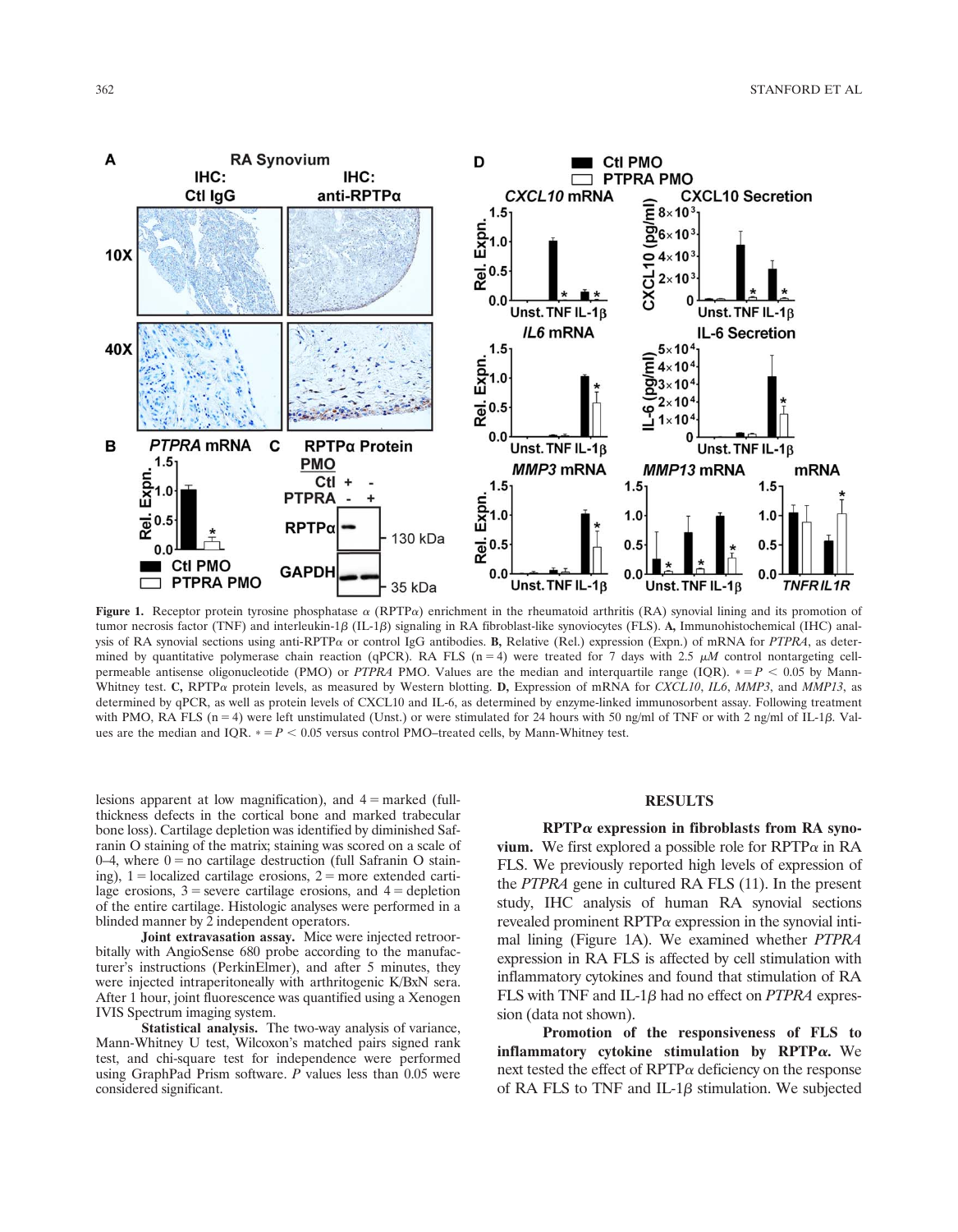**Figure 1.** Receptor protein tyrosine phosphatase α (RPTPα) enrichment in the rheumatoid arthritis (RA) synovial lining and its promotion of tumor necrosis factor (TNF) and interleukin-1β (IL-1β) signaling in RA fibroblast-like synoviocytes (FLS). **A,** Immunohistochemical (IHC) analysis of RA synovial sections using anti-RPTPα or control IgG antibodies. **B,** Relative (Rel.) expression (Expn.) of mRNA for *PTPRA*, as determined by quantitative polymerase chain reaction (qPCR). RA FLS (n = 4) were treated for 7 days with 2.5 μ*M* control nontargeting cell-permeable antisense oligonucleotide (PMO) or *PTPRA* PMO. Values are the median and interquartile range (IQR). * = $P < 0.05$ by Mann-Whitney test. **C,** RPTPα protein levels, as measured by Western blotting. **D,** Expression of mRNA for *CXCL10*, *IL6*, *MMP3*, and *MMP13*, as determined by qPCR, as well as protein levels of CXCL10 and IL-6, as determined by enzyme-linked immunosorbent assay. Following treatment with PMO, RA FLS (n = 4) were left unstimulated (Unst.) or were stimulated for 24 hours with 50 ng/ml of TNF or with 2 ng/ml of IL-1β. Values are the median and IQR. * = $P < 0.05$ versus control PMO–treated cells, by Mann-Whitney test.

lesions apparent at low magnification), and 4 = marked (full-thickness defects in the cortical bone and marked trabecular bone loss). Cartilage depletion was identified by diminished Safranin O staining of the matrix; staining was scored on a scale of 0–4, where 0 = no cartilage destruction (full Safranin O staining), 1 = localized cartilage erosions, 2 = more extended cartilage erosions, 3 = severe cartilage erosions, and 4 = depletion of the entire cartilage. Histologic analyses were performed in a blinded manner by 2 independent operators.

**Joint extravasation assay.** Mice were injected retroorbitally with AngioSense 680 probe according to the manufacturer's instructions (PerkinElmer), and after 5 minutes, they were injected intraperitoneally with arthritogenic K/BxN sera. After 1 hour, joint fluorescence was quantified using a Xenogen IVIS Spectrum imaging system.

**Statistical analysis.** The two-way analysis of variance, Mann-Whitney U test, Wilcoxon's matched pairs signed rank test, and chi-square test for independence were performed using GraphPad Prism software. *P* values less than 0.05 were considered significant.

## RESULTS

**RPTPα expression in fibroblasts from RA synovium.** We first explored a possible role for RPTPα in RA FLS. We previously reported high levels of expression of the *PTPRA* gene in cultured RA FLS (11). In the present study, IHC analysis of human RA synovial sections revealed prominent RPTPα expression in the synovial intimal lining (Figure 1A). We examined whether *PTPRA* expression in RA FLS is affected by cell stimulation with inflammatory cytokines and found that stimulation of RA FLS with TNF and IL-1β had no effect on *PTPRA* expression (data not shown).

**Promotion of the responsiveness of FLS to inflammatory cytokine stimulation by RPTPα.** We next tested the effect of RPTPα deficiency on the response of RA FLS to TNF and IL-1β stimulation. We subjected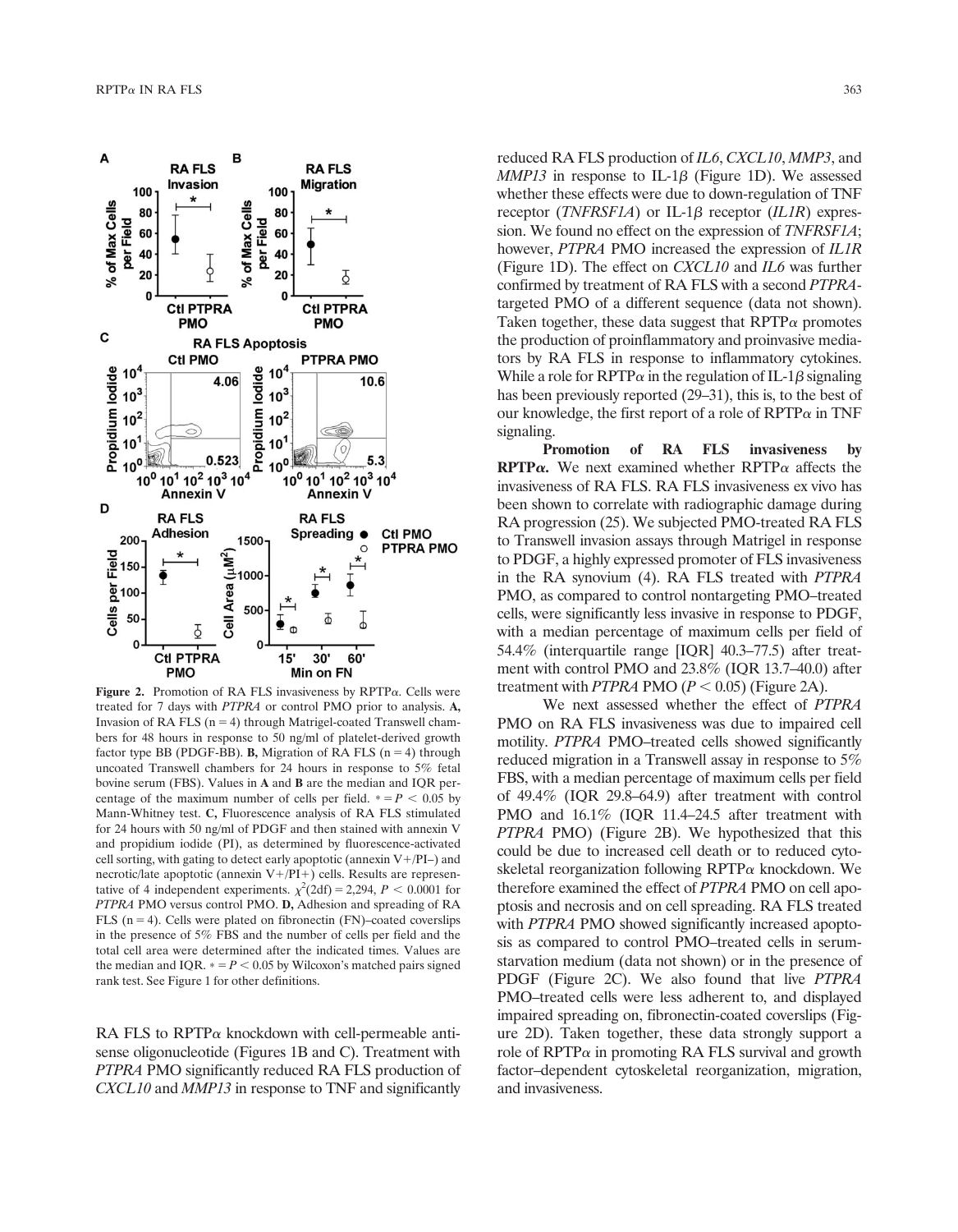**Figure 2.** Promotion of RA FLS invasiveness by RPTPα. Cells were treated for 7 days with *PTPRA* or control PMO prior to analysis. **A,** Invasion of RA FLS (n = 4) through Matrigel-coated Transwell chambers for 48 hours in response to 50 ng/ml of platelet-derived growth factor type BB (PDGF-BB). **B,** Migration of RA FLS (n = 4) through uncoated Transwell chambers for 24 hours in response to 5% fetal bovine serum (FBS). Values in **A** and **B** are the median and IQR percentage of the maximum number of cells per field. * = $P < 0.05$ by Mann-Whitney test. **C,** Fluorescence analysis of RA FLS stimulated for 24 hours with 50 ng/ml of PDGF and then stained with annexin V and propidium iodide (PI), as determined by fluorescence-activated cell sorting, with gating to detect early apoptotic (annexin V+/PI–) and necrotic/late apoptotic (annexin V+/PI+) cells. Results are representative of 4 independent experiments. $\chi^2$(2df) = 2,294, $P < 0.0001$ for *PTPRA* PMO versus control PMO. **D,** Adhesion and spreading of RA FLS (n = 4). Cells were plated on fibronectin (FN)–coated coverslips in the presence of 5% FBS and the number of cells per field and the total cell area were determined after the indicated times. Values are the median and IQR. * = $P < 0.05$ by Wilcoxon's matched pairs signed rank test. See Figure 1 for other definitions.

RA FLS to RPTPα knockdown with cell-permeable antisense oligonucleotide (Figures 1B and C). Treatment with *PTPRA* PMO significantly reduced RA FLS production of *CXCL10* and *MMP13* in response to TNF and significantly reduced RA FLS production of *IL6*, *CXCL10*, *MMP3*, and *MMP13* in response to IL-1β (Figure 1D). We assessed whether these effects were due to down-regulation of TNF receptor (*TNFRSF1A*) or IL-1β receptor (*IL1R*) expression. We found no effect on the expression of *TNFRSF1A*; however, *PTPRA* PMO increased the expression of *IL1R* (Figure 1D). The effect on *CXCL10* and *IL6* was further confirmed by treatment of RA FLS with a second *PTPRA*-targeted PMO of a different sequence (data not shown). Taken together, these data suggest that RPTPα promotes the production of proinflammatory and proinvasive mediators by RA FLS in response to inflammatory cytokines. While a role for RPTPα in the regulation of IL-1β signaling has been previously reported (29–31), this is, to the best of our knowledge, the first report of a role of RPTPα in TNF signaling.

**Promotion of RA FLS invasiveness by RPTPα.** We next examined whether RPTPα affects the invasiveness of RA FLS. RA FLS invasiveness ex vivo has been shown to correlate with radiographic damage during RA progression (25). We subjected PMO-treated RA FLS to Transwell invasion assays through Matrigel in response to PDGF, a highly expressed promoter of FLS invasiveness in the RA synovium (4). RA FLS treated with *PTPRA* PMO, as compared to control nontargeting PMO–treated cells, were significantly less invasive in response to PDGF, with a median percentage of maximum cells per field of 54.4% (interquartile range [IQR] 40.3–77.5) after treatment with control PMO and 23.8% (IQR 13.7–40.0) after treatment with *PTPRA* PMO ($P < 0.05$) (Figure 2A).

We next assessed whether the effect of *PTPRA* PMO on RA FLS invasiveness was due to impaired cell motility. *PTPRA* PMO–treated cells showed significantly reduced migration in a Transwell assay in response to 5% FBS, with a median percentage of maximum cells per field of 49.4% (IQR 29.8–64.9) after treatment with control PMO and 16.1% (IQR 11.4–24.5 after treatment with *PTPRA* PMO) (Figure 2B). We hypothesized that this could be due to increased cell death or to reduced cytoskeletal reorganization following RPTPα knockdown. We therefore examined the effect of *PTPRA* PMO on cell apoptosis and necrosis and on cell spreading. RA FLS treated with *PTPRA* PMO showed significantly increased apoptosis as compared to control PMO–treated cells in serum-starvation medium (data not shown) or in the presence of PDGF (Figure 2C). We also found that live *PTPRA* PMO–treated cells were less adherent to, and displayed impaired spreading on, fibronectin-coated coverslips (Figure 2D). Taken together, these data strongly support a role of RPTPα in promoting RA FLS survival and growth factor–dependent cytoskeletal reorganization, migration, and invasiveness.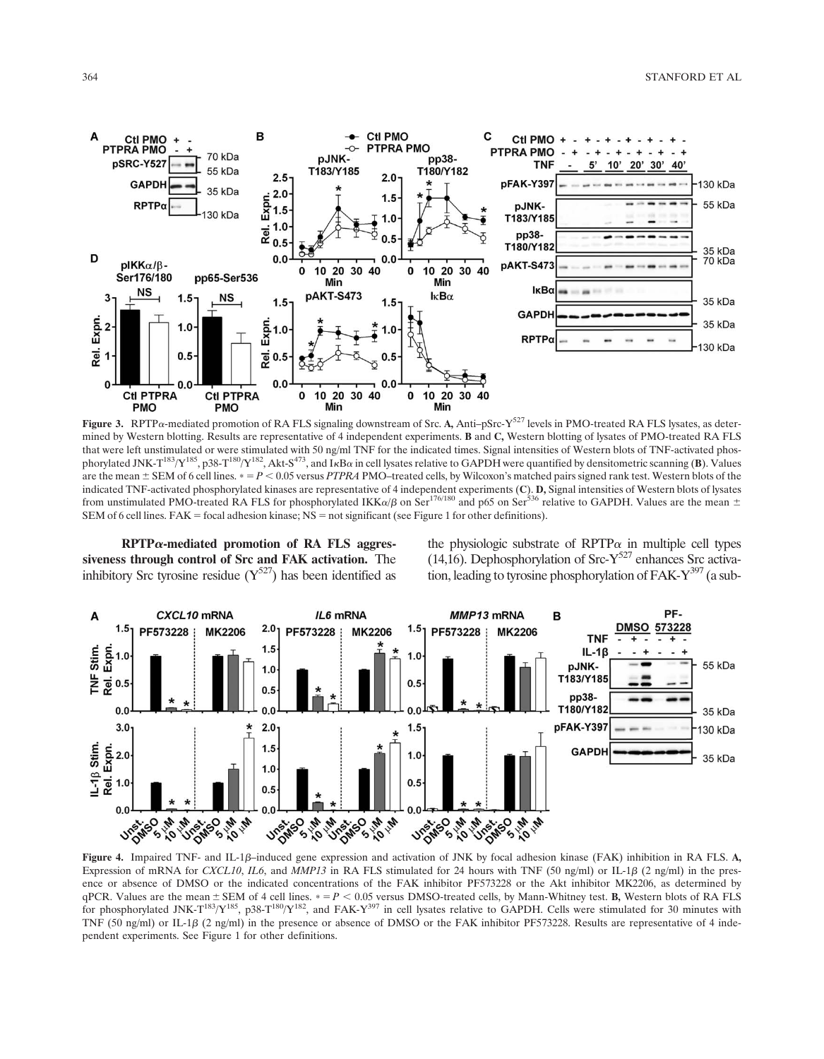**Figure 3.** RPTPα-mediated promotion of RA FLS signaling downstream of Src. **A,** Anti–pSrc-$Y^{527}$ levels in PMO-treated RA FLS lysates, as determined by Western blotting. Results are representative of 4 independent experiments. **B** and **C,** Western blotting of lysates of PMO-treated RA FLS that were left unstimulated or were stimulated with 50 ng/ml TNF for the indicated times. Signal intensities of Western blots of TNF-activated phosphorylated JNK-$T^{183}/Y^{185}$, p38-$T^{180}/Y^{182}$, Akt-$S^{473}$, and IκBα in cell lysates relative to GAPDH were quantified by densitometric scanning (**B**). Values are the mean ± SEM of 6 cell lines. * = $P < 0.05$ versus *PTPRA* PMO–treated cells, by Wilcoxon's matched pairs signed rank test. Western blots of the indicated TNF-activated phosphorylated kinases are representative of 4 independent experiments (**C**). **D,** Signal intensities of Western blots of lysates from unstimulated PMO-treated RA FLS for phosphorylated IKKα/β on $Ser^{176/180}$ and p65 on $Ser^{536}$ relative to GAPDH. Values are the mean ± SEM of 6 cell lines. FAK = focal adhesion kinase; NS = not significant (see Figure 1 for other definitions).

**RPTPα-mediated promotion of RA FLS aggressiveness through control of Src and FAK activation.** The inhibitory Src tyrosine residue ($Y^{527}$) has been identified as the physiologic substrate of RPTPα in multiple cell types (14,16). Dephosphorylation of Src-$Y^{527}$ enhances Src activation, leading to tyrosine phosphorylation of FAK-$Y^{397}$ (a sub-

**Figure 4.** Impaired TNF- and IL-1β–induced gene expression and activation of JNK by focal adhesion kinase (FAK) inhibition in RA FLS. **A,** Expression of mRNA for *CXCL10*, *IL6*, and *MMP13* in RA FLS stimulated for 24 hours with TNF (50 ng/ml) or IL-1β (2 ng/ml) in the presence or absence of DMSO or the indicated concentrations of the FAK inhibitor PF573228 or the Akt inhibitor MK2206, as determined by qPCR. Values are the mean ± SEM of 4 cell lines. * = $P < 0.05$ versus DMSO-treated cells, by Mann-Whitney test. **B,** Western blots of RA FLS for phosphorylated JNK-$T^{183}/Y^{185}$, p38-$T^{180}/Y^{182}$, and FAK-$Y^{397}$ in cell lysates relative to GAPDH. Cells were stimulated for 30 minutes with TNF (50 ng/ml) or IL-1β (2 ng/ml) in the presence or absence of DMSO or the FAK inhibitor PF573228. Results are representative of 4 independent experiments. See Figure 1 for other definitions.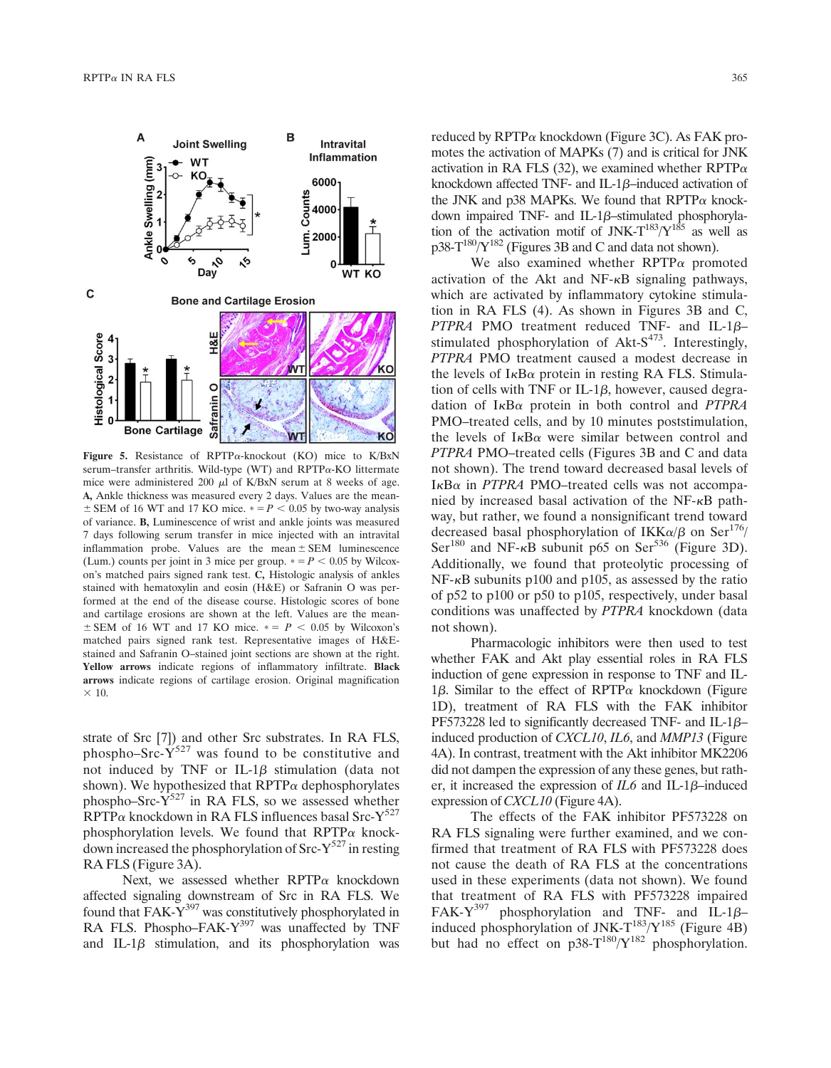Figure 5. Resistance of RPTPα-knockout (KO) mice to K/BxN serum–transfer arthritis. Wild-type (WT) and RPTPα-KO littermate mice were administered 200 μl of K/BxN serum at 8 weeks of age. **A,** Ankle thickness was measured every 2 days. Values are the mean ± SEM of 16 WT and 17 KO mice. * = $P < 0.05$ by two-way analysis of variance. **B,** Luminescence of wrist and ankle joints was measured 7 days following serum transfer in mice injected with an intravital inflammation probe. Values are the mean ± SEM luminescence (Lum.) counts per joint in 3 mice per group. * = $P < 0.05$ by Wilcoxon's matched pairs signed rank test. **C,** Histologic analysis of ankles stained with hematoxylin and eosin (H&E) or Safranin O was performed at the end of the disease course. Histologic scores of bone and cartilage erosions are shown at the left. Values are the mean ± SEM of 16 WT and 17 KO mice. * = $P < 0.05$ by Wilcoxon's matched pairs signed rank test. Representative images of H&E-stained and Safranin O–stained joint sections are shown at the right. **Yellow arrows** indicate regions of inflammatory infiltrate. **Black arrows** indicate regions of cartilage erosion. Original magnification × 10.

strate of Src [7]) and other Src substrates. In RA FLS, phospho–Src-$Y^{527}$ was found to be constitutive and not induced by TNF or IL-1β stimulation (data not shown). We hypothesized that RPTPα dephosphorylates phospho–Src-$Y^{527}$ in RA FLS, so we assessed whether RPTPα knockdown in RA FLS influences basal Src-$Y^{527}$ phosphorylation levels. We found that RPTPα knockdown increased the phosphorylation of Src-$Y^{527}$ in resting RA FLS (Figure 3A).

Next, we assessed whether RPTPα knockdown affected signaling downstream of Src in RA FLS. We found that FAK-$Y^{397}$ was constitutively phosphorylated in RA FLS. Phospho–FAK-$Y^{397}$ was unaffected by TNF and IL-1β stimulation, and its phosphorylation was reduced by RPTPα knockdown (Figure 3C). As FAK promotes the activation of MAPKs (7) and is critical for JNK activation in RA FLS (32), we examined whether RPTPα knockdown affected TNF- and IL-1β–induced activation of the JNK and p38 MAPKs. We found that RPTPα knockdown impaired TNF- and IL-1β–stimulated phosphorylation of the activation motif of JNK-$T^{183}$/$Y^{185}$ as well as p38-$T^{180}$/$Y^{182}$ (Figures 3B and C and data not shown).

We also examined whether RPTPα promoted activation of the Akt and NF-κB signaling pathways, which are activated by inflammatory cytokine stimulation in RA FLS (4). As shown in Figures 3B and C, *PTPRA* PMO treatment reduced TNF- and IL-1β–stimulated phosphorylation of Akt-$S^{473}$. Interestingly, *PTPRA* PMO treatment caused a modest decrease in the levels of IκBα protein in resting RA FLS. Stimulation of cells with TNF or IL-1β, however, caused degradation of IκBα protein in both control and *PTPRA* PMO–treated cells, and by 10 minutes poststimulation, the levels of IκBα were similar between control and *PTPRA* PMO–treated cells (Figures 3B and C and data not shown). The trend toward decreased basal levels of IκBα in *PTPRA* PMO–treated cells was not accompanied by increased basal activation of the NF-κB pathway, but rather, we found a nonsignificant trend toward decreased basal phosphorylation of IKKα/β on $Ser^{176}$/$Ser^{180}$ and NF-κB subunit p65 on $Ser^{536}$ (Figure 3D). Additionally, we found that proteolytic processing of NF-κB subunits p100 and p105, as assessed by the ratio of p52 to p100 or p50 to p105, respectively, under basal conditions was unaffected by *PTPRA* knockdown (data not shown).

Pharmacologic inhibitors were then used to test whether FAK and Akt play essential roles in RA FLS induction of gene expression in response to TNF and IL-1β. Similar to the effect of RPTPα knockdown (Figure 1D), treatment of RA FLS with the FAK inhibitor PF573228 led to significantly decreased TNF- and IL-1β–induced production of *CXCL10*, *IL6*, and *MMP13* (Figure 4A). In contrast, treatment with the Akt inhibitor MK2206 did not dampen the expression of any these genes, but rather, it increased the expression of *IL6* and IL-1β–induced expression of *CXCL10* (Figure 4A).

The effects of the FAK inhibitor PF573228 on RA FLS signaling were further examined, and we confirmed that treatment of RA FLS with PF573228 does not cause the death of RA FLS at the concentrations used in these experiments (data not shown). We found that treatment of RA FLS with PF573228 impaired FAK-$Y^{397}$ phosphorylation and TNF- and IL-1β–induced phosphorylation of JNK-$T^{183}$/$Y^{185}$ (Figure 4B) but had no effect on p38-$T^{180}$/$Y^{182}$ phosphorylation.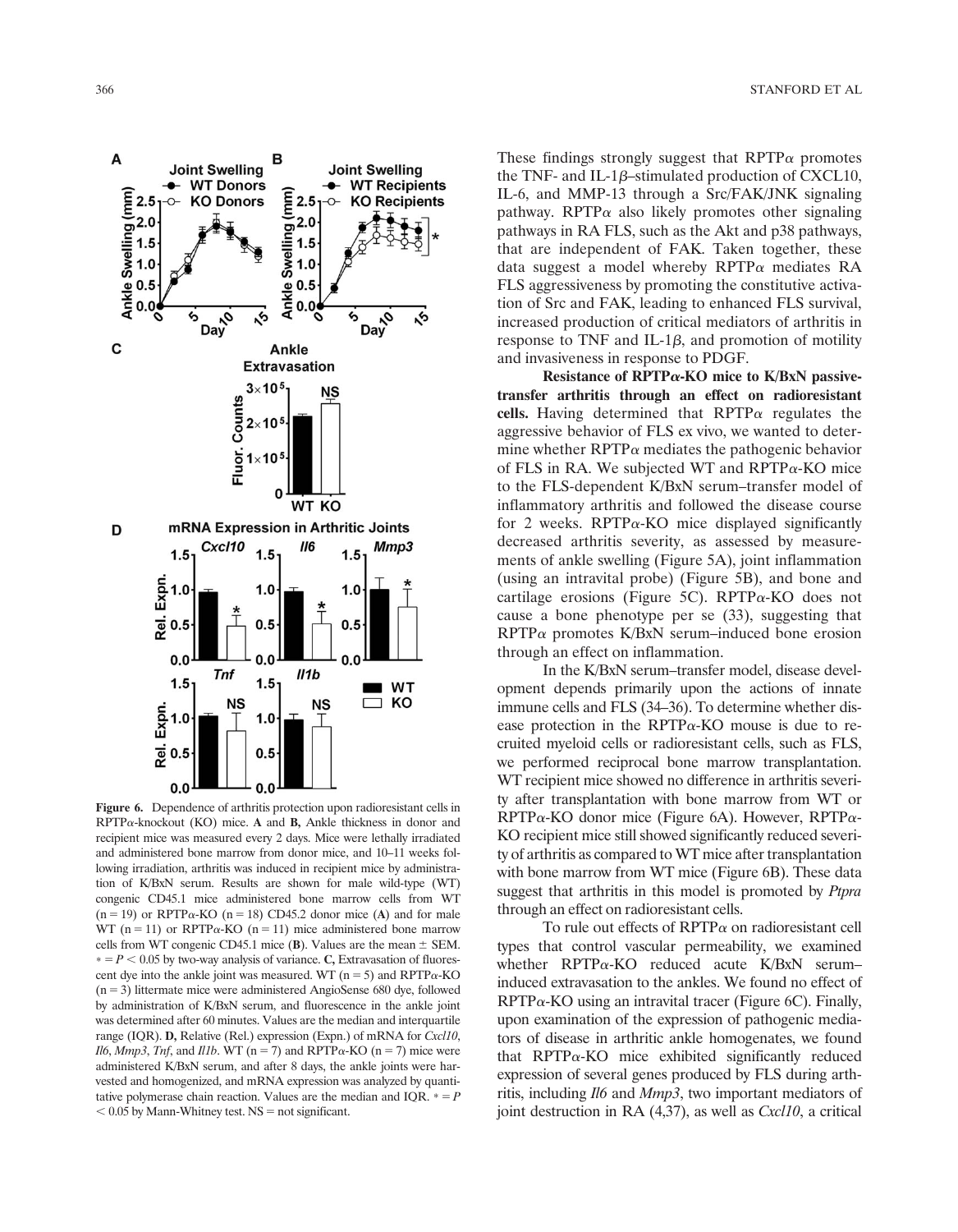**Figure 6.** Dependence of arthritis protection upon radioresistant cells in RPTPα-knockout (KO) mice. **A** and **B,** Ankle thickness in donor and recipient mice was measured every 2 days. Mice were lethally irradiated and administered bone marrow from donor mice, and 10–11 weeks following irradiation, arthritis was induced in recipient mice by administration of K/BxN serum. Results are shown for male wild-type (WT) congenic CD45.1 mice administered bone marrow cells from WT (n = 19) or RPTPα-KO (n = 18) CD45.2 donor mice (**A**) and for male WT (n = 11) or RPTPα-KO (n = 11) mice administered bone marrow cells from WT congenic CD45.1 mice (**B**). Values are the mean ± SEM. * = $P < 0.05$ by two-way analysis of variance. **C,** Extravasation of fluorescent dye into the ankle joint was measured. WT (n = 5) and RPTPα-KO (n = 3) littermate mice were administered AngioSense 680 dye, followed by administration of K/BxN serum, and fluorescence in the ankle joint was determined after 60 minutes. Values are the median and interquartile range (IQR). **D,** Relative (Rel.) expression (Expn.) of mRNA for *Cxcl10*, *Il6*, *Mmp3*, *Tnf*, and *Il1b*. WT (n = 7) and RPTPα-KO (n = 7) mice were administered K/BxN serum, and after 8 days, the ankle joints were harvested and homogenized, and mRNA expression was analyzed by quantitative polymerase chain reaction. Values are the median and IQR. * = $P < 0.05$ by Mann-Whitney test. NS = not significant.

These findings strongly suggest that RPTPα promotes the TNF- and IL-1β–stimulated production of CXCL10, IL-6, and MMP-13 through a Src/FAK/JNK signaling pathway. RPTPα also likely promotes other signaling pathways in RA FLS, such as the Akt and p38 pathways, that are independent of FAK. Taken together, these data suggest a model whereby RPTPα mediates RA FLS aggressiveness by promoting the constitutive activation of Src and FAK, leading to enhanced FLS survival, increased production of critical mediators of arthritis in response to TNF and IL-1β, and promotion of motility and invasiveness in response to PDGF.

**Resistance of RPTPα-KO mice to K/BxN passive-transfer arthritis through an effect on radioresistant cells.** Having determined that RPTPα regulates the aggressive behavior of FLS ex vivo, we wanted to determine whether RPTPα mediates the pathogenic behavior of FLS in RA. We subjected WT and RPTPα-KO mice to the FLS-dependent K/BxN serum–transfer model of inflammatory arthritis and followed the disease course for 2 weeks. RPTPα-KO mice displayed significantly decreased arthritis severity, as assessed by measurements of ankle swelling (Figure 5A), joint inflammation (using an intravital probe) (Figure 5B), and bone and cartilage erosions (Figure 5C). RPTPα-KO does not cause a bone phenotype per se (33), suggesting that RPTPα promotes K/BxN serum–induced bone erosion through an effect on inflammation.

In the K/BxN serum–transfer model, disease development depends primarily upon the actions of innate immune cells and FLS (34–36). To determine whether disease protection in the RPTPα-KO mouse is due to recruited myeloid cells or radioresistant cells, such as FLS, we performed reciprocal bone marrow transplantation. WT recipient mice showed no difference in arthritis severity after transplantation with bone marrow from WT or RPTPα-KO donor mice (Figure 6A). However, RPTPα-KO recipient mice still showed significantly reduced severity of arthritis as compared to WT mice after transplantation with bone marrow from WT mice (Figure 6B). These data suggest that arthritis in this model is promoted by *Ptpra* through an effect on radioresistant cells.

To rule out effects of RPTPα on radioresistant cell types that control vascular permeability, we examined whether RPTPα-KO reduced acute K/BxN serum–induced extravasation to the ankles. We found no effect of RPTPα-KO using an intravital tracer (Figure 6C). Finally, upon examination of the expression of pathogenic mediators of disease in arthritic ankle homogenates, we found that RPTPα-KO mice exhibited significantly reduced expression of several genes produced by FLS during arthritis, including *Il6* and *Mmp3*, two important mediators of joint destruction in RA (4,37), as well as *Cxcl10*, a critical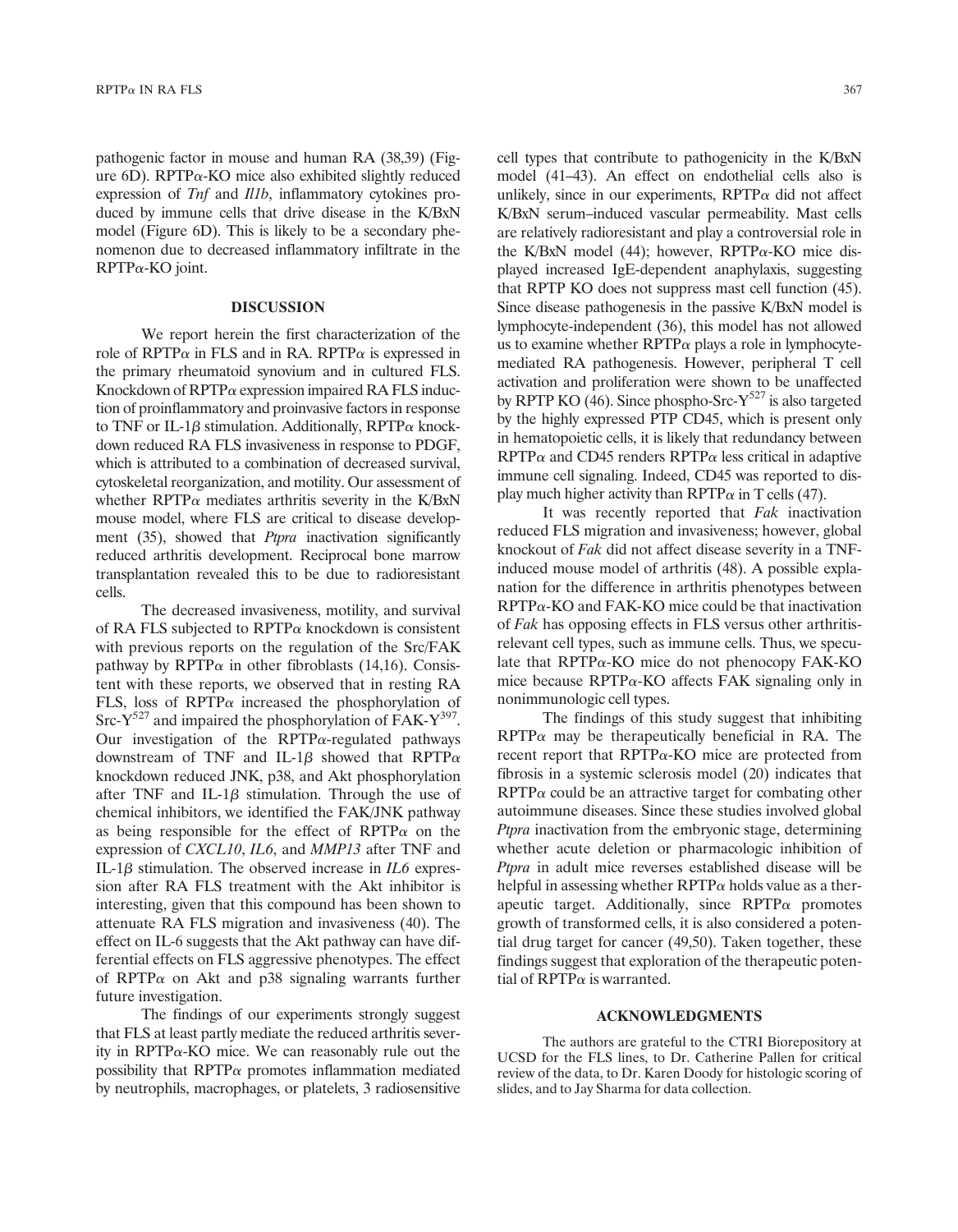pathogenic factor in mouse and human RA (38,39) (Figure 6D). RPTPα-KO mice also exhibited slightly reduced expression of *Tnf* and *Il1b*, inflammatory cytokines produced by immune cells that drive disease in the K/BxN model (Figure 6D). This is likely to be a secondary phenomenon due to decreased inflammatory infiltrate in the RPTPα-KO joint.

## DISCUSSION

We report herein the first characterization of the role of RPTPα in FLS and in RA. RPTPα is expressed in the primary rheumatoid synovium and in cultured FLS. Knockdown of RPTPα expression impaired RA FLS induction of proinflammatory and proinvasive factors in response to TNF or IL-1β stimulation. Additionally, RPTPα knockdown reduced RA FLS invasiveness in response to PDGF, which is attributed to a combination of decreased survival, cytoskeletal reorganization, and motility. Our assessment of whether RPTPα mediates arthritis severity in the K/BxN mouse model, where FLS are critical to disease development (35), showed that *Ptpra* inactivation significantly reduced arthritis development. Reciprocal bone marrow transplantation revealed this to be due to radioresistant cells.

The decreased invasiveness, motility, and survival of RA FLS subjected to RPTPα knockdown is consistent with previous reports on the regulation of the Src/FAK pathway by RPTPα in other fibroblasts (14,16). Consistent with these reports, we observed that in resting RA FLS, loss of RPTPα increased the phosphorylation of Src-$Y^{527}$ and impaired the phosphorylation of FAK-$Y^{397}$. Our investigation of the RPTPα-regulated pathways downstream of TNF and IL-1β showed that RPTPα knockdown reduced JNK, p38, and Akt phosphorylation after TNF and IL-1β stimulation. Through the use of chemical inhibitors, we identified the FAK/JNK pathway as being responsible for the effect of RPTPα on the expression of *CXCL10*, *IL6*, and *MMP13* after TNF and IL-1β stimulation. The observed increase in *IL6* expression after RA FLS treatment with the Akt inhibitor is interesting, given that this compound has been shown to attenuate RA FLS migration and invasiveness (40). The effect on IL-6 suggests that the Akt pathway can have differential effects on FLS aggressive phenotypes. The effect of RPTPα on Akt and p38 signaling warrants further future investigation.

The findings of our experiments strongly suggest that FLS at least partly mediate the reduced arthritis severity in RPTPα-KO mice. We can reasonably rule out the possibility that RPTPα promotes inflammation mediated by neutrophils, macrophages, or platelets, 3 radiosensitive cell types that contribute to pathogenicity in the K/BxN model (41–43). An effect on endothelial cells also is unlikely, since in our experiments, RPTPα did not affect K/BxN serum–induced vascular permeability. Mast cells are relatively radioresistant and play a controversial role in the K/BxN model (44); however, RPTPα-KO mice displayed increased IgE-dependent anaphylaxis, suggesting that RPTP KO does not suppress mast cell function (45). Since disease pathogenesis in the passive K/BxN model is lymphocyte-independent (36), this model has not allowed us to examine whether RPTPα plays a role in lymphocyte-mediated RA pathogenesis. However, peripheral T cell activation and proliferation were shown to be unaffected by RPTP KO (46). Since phospho-Src-$Y^{527}$ is also targeted by the highly expressed PTP CD45, which is present only in hematopoietic cells, it is likely that redundancy between RPTPα and CD45 renders RPTPα less critical in adaptive immune cell signaling. Indeed, CD45 was reported to display much higher activity than RPTPα in T cells (47).

It was recently reported that *Fak* inactivation reduced FLS migration and invasiveness; however, global knockout of *Fak* did not affect disease severity in a TNF-induced mouse model of arthritis (48). A possible explanation for the difference in arthritis phenotypes between RPTPα-KO and FAK-KO mice could be that inactivation of *Fak* has opposing effects in FLS versus other arthritis-relevant cell types, such as immune cells. Thus, we speculate that RPTPα-KO mice do not phenocopy FAK-KO mice because RPTPα-KO affects FAK signaling only in nonimmunologic cell types.

The findings of this study suggest that inhibiting RPTPα may be therapeutically beneficial in RA. The recent report that RPTPα-KO mice are protected from fibrosis in a systemic sclerosis model (20) indicates that RPTPα could be an attractive target for combating other autoimmune diseases. Since these studies involved global *Ptpra* inactivation from the embryonic stage, determining whether acute deletion or pharmacologic inhibition of *Ptpra* in adult mice reverses established disease will be helpful in assessing whether RPTPα holds value as a therapeutic target. Additionally, since RPTPα promotes growth of transformed cells, it is also considered a potential drug target for cancer (49,50). Taken together, these findings suggest that exploration of the therapeutic potential of RPTPα is warranted.

## ACKNOWLEDGMENTS

The authors are grateful to the CTRI Biorepository at UCSD for the FLS lines, to Dr. Catherine Pallen for critical review of the data, to Dr. Karen Doody for histologic scoring of slides, and to Jay Sharma for data collection.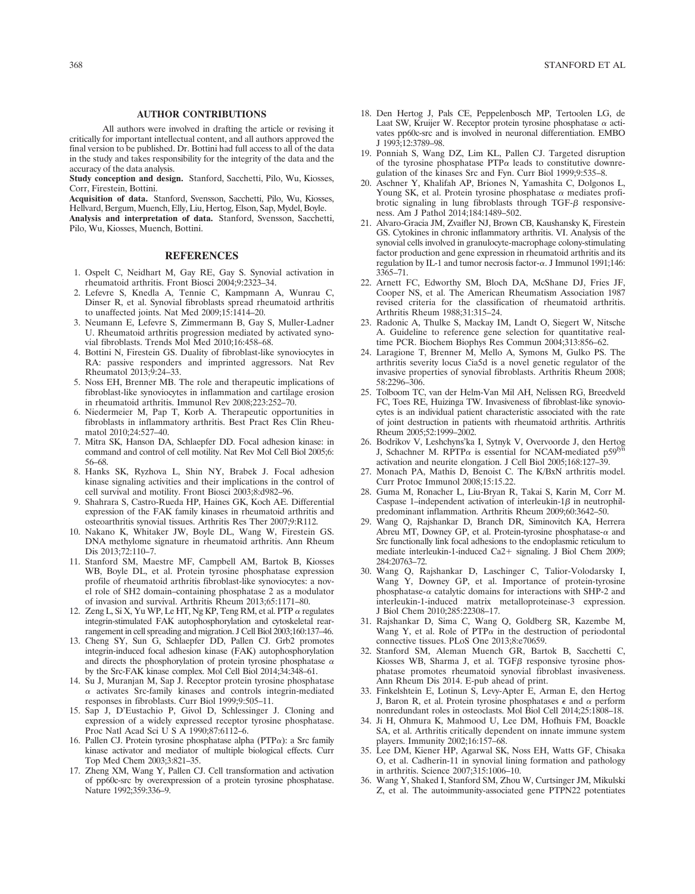## AUTHOR CONTRIBUTIONS

All authors were involved in drafting the article or revising it critically for important intellectual content, and all authors approved the final version to be published. Dr. Bottini had full access to all of the data in the study and takes responsibility for the integrity of the data and the accuracy of the data analysis.

**Study conception and design.** Stanford, Sacchetti, Pilo, Wu, Kiosses, Corr, Firestein, Bottini.

**Acquisition of data.** Stanford, Svensson, Sacchetti, Pilo, Wu, Kiosses, Hellvard, Bergum, Muench, Elly, Liu, Hertog, Elson, Sap, Mydel, Boyle.

**Analysis and interpretation of data.** Stanford, Svensson, Sacchetti, Pilo, Wu, Kiosses, Muench, Bottini.

## REFERENCES

1. Ospelt C, Neidhart M, Gay RE, Gay S. Synovial activation in rheumatoid arthritis. Front Biosci 2004;9:2323–34.
2. Lefevre S, Knedla A, Tennie C, Kampmann A, Wunrau C, Dinser R, et al. Synovial fibroblasts spread rheumatoid arthritis to unaffected joints. Nat Med 2009;15:1414–20.
3. Neumann E, Lefevre S, Zimmermann B, Gay S, Muller-Ladner U. Rheumatoid arthritis progression mediated by activated synovial fibroblasts. Trends Mol Med 2010;16:458–68.
4. Bottini N, Firestein GS. Duality of fibroblast-like synoviocytes in RA: passive responders and imprinted aggressors. Nat Rev Rheumatol 2013;9:24–33.
5. Noss EH, Brenner MB. The role and therapeutic implications of fibroblast-like synoviocytes in inflammation and cartilage erosion in rheumatoid arthritis. Immunol Rev 2008;223:252–70.
6. Niedermeier M, Pap T, Korb A. Therapeutic opportunities in fibroblasts in inflammatory arthritis. Best Pract Res Clin Rheumatol 2010;24:527–40.
7. Mitra SK, Hanson DA, Schlaepfer DD. Focal adhesion kinase: in command and control of cell motility. Nat Rev Mol Cell Biol 2005;6:56–68.
8. Hanks SK, Ryzhova L, Shin NY, Brabek J. Focal adhesion kinase signaling activities and their implications in the control of cell survival and motility. Front Biosci 2003;8:d982–96.
9. Shahrara S, Castro-Rueda HP, Haines GK, Koch AE. Differential expression of the FAK family kinases in rheumatoid arthritis and osteoarthritis synovial tissues. Arthritis Res Ther 2007;9:R112.
10. Nakano K, Whitaker JW, Boyle DL, Wang W, Firestein GS. DNA methylome signature in rheumatoid arthritis. Ann Rheum Dis 2013;72:110–7.
11. Stanford SM, Maestre MF, Campbell AM, Bartok B, Kiosses WB, Boyle DL, et al. Protein tyrosine phosphatase expression profile of rheumatoid arthritis fibroblast-like synoviocytes: a novel role of SH2 domain–containing phosphatase 2 as a modulator of invasion and survival. Arthritis Rheum 2013;65:1171–80.
12. Zeng L, Si X, Yu WP, Le HT, Ng KP, Teng RM, et al. PTP α regulates integrin-stimulated FAK autophosphorylation and cytoskeletal rearrangement in cell spreading and migration. J Cell Biol 2003;160:137–46.
13. Cheng SY, Sun G, Schlaepfer DD, Pallen CJ. Grb2 promotes integrin-induced focal adhesion kinase (FAK) autophosphorylation and directs the phosphorylation of protein tyrosine phosphatase α by the Src-FAK kinase complex. Mol Cell Biol 2014;34:348–61.
14. Su J, Muranjan M, Sap J. Receptor protein tyrosine phosphatase α activates Src-family kinases and controls integrin-mediated responses in fibroblasts. Curr Biol 1999;9:505–11.
15. Sap J, D'Eustachio P, Givol D, Schlessinger J. Cloning and expression of a widely expressed receptor tyrosine phosphatase. Proc Natl Acad Sci U S A 1990;87:6112–6.
16. Pallen CJ. Protein tyrosine phosphatase alpha (PTPα): a Src family kinase activator and mediator of multiple biological effects. Curr Top Med Chem 2003;3:821–35.
17. Zheng XM, Wang Y, Pallen CJ. Cell transformation and activation of pp60c-src by overexpression of a protein tyrosine phosphatase. Nature 1992;359:336–9.
18. Den Hertog J, Pals CE, Peppelenbosch MP, Tertoolen LG, de Laat SW, Kruijer W. Receptor protein tyrosine phosphatase α activates pp60c-src and is involved in neuronal differentiation. EMBO J 1993;12:3789–98.
19. Ponniah S, Wang DZ, Lim KL, Pallen CJ. Targeted disruption of the tyrosine phosphatase PTPα leads to constitutive downregulation of the kinases Src and Fyn. Curr Biol 1999;9:535–8.
20. Aschner Y, Khalifah AP, Briones N, Yamashita C, Dolgonos L, Young SK, et al. Protein tyrosine phosphatase α mediates profibrotic signaling in lung fibroblasts through TGF-β responsiveness. Am J Pathol 2014;184:1489–502.
21. Alvaro-Gracia JM, Zvaifler NJ, Brown CB, Kaushansky K, Firestein GS. Cytokines in chronic inflammatory arthritis. VI. Analysis of the synovial cells involved in granulocyte-macrophage colony-stimulating factor production and gene expression in rheumatoid arthritis and its regulation by IL-1 and tumor necrosis factor-α. J Immunol 1991;146:3365–71.
22. Arnett FC, Edworthy SM, Bloch DA, McShane DJ, Fries JF, Cooper NS, et al. The American Rheumatism Association 1987 revised criteria for the classification of rheumatoid arthritis. Arthritis Rheum 1988;31:315–24.
23. Radonic A, Thulke S, Mackay IM, Landt O, Siegert W, Nitsche A. Guideline to reference gene selection for quantitative real-time PCR. Biochem Biophys Res Commun 2004;313:856–62.
24. Laragione T, Brenner M, Mello A, Symons M, Gulko PS. The arthritis severity locus Cia5d is a novel genetic regulator of the invasive properties of synovial fibroblasts. Arthritis Rheum 2008;58:2296–306.
25. Tolboom TC, van der Helm-Van Mil AH, Nelissen RG, Breedveld FC, Toes RE, Huizinga TW. Invasiveness of fibroblast-like synoviocytes is an individual patient characteristic associated with the rate of joint destruction in patients with rheumatoid arthritis. Arthritis Rheum 2005;52:1999–2002.
26. Bodrikov V, Leshchyns'ka I, Sytnyk V, Overvoorde J, den Hertog J, Schachner M. RPTPα is essential for NCAM-mediated $p59^{fyn}$ activation and neurite elongation. J Cell Biol 2005;168:127–39.
27. Monach PA, Mathis D, Benoist C. The K/BxN arthritis model. Curr Protoc Immunol 2008;15:15.22.
28. Guma M, Ronacher L, Liu-Bryan R, Takai S, Karin M, Corr M. Caspase 1–independent activation of interleukin-1β in neutrophil-predominant inflammation. Arthritis Rheum 2009;60:3642–50.
29. Wang Q, Rajshankar D, Branch DR, Siminovitch KA, Herrera Abreu MT, Downey GP, et al. Protein-tyrosine phosphatase-α and Src functionally link focal adhesions to the endoplasmic reticulum to mediate interleukin-1-induced Ca2+ signaling. J Biol Chem 2009;284:20763–72.
30. Wang Q, Rajshankar D, Laschinger C, Talior-Volodarsky I, Wang Y, Downey GP, et al. Importance of protein-tyrosine phosphatase-α catalytic domains for interactions with SHP-2 and interleukin-1-induced matrix metalloproteinase-3 expression. J Biol Chem 2010;285:22308–17.
31. Rajshankar D, Sima C, Wang Q, Goldberg SR, Kazembe M, Wang Y, et al. Role of PTPα in the destruction of periodontal connective tissues. PLoS One 2013;8:e70659.
32. Stanford SM, Aleman Muench GR, Bartok B, Sacchetti C, Kiosses WB, Sharma J, et al. TGFβ responsive tyrosine phosphatase promotes rheumatoid synovial fibroblast invasiveness. Ann Rheum Dis 2014. E-pub ahead of print.
33. Finkelshtein E, Lotinun S, Levy-Apter E, Arman E, den Hertog J, Baron R, et al. Protein tyrosine phosphatases ϵ and α perform nonredundant roles in osteoclasts. Mol Biol Cell 2014;25:1808–18.
34. Ji H, Ohmura K, Mahmood U, Lee DM, Hofhuis FM, Boackle SA, et al. Arthritis critically dependent on innate immune system players. Immunity 2002;16:157–68.
35. Lee DM, Kiener HP, Agarwal SK, Noss EH, Watts GF, Chisaka O, et al. Cadherin-11 in synovial lining formation and pathology in arthritis. Science 2007;315:1006–10.
36. Wang Y, Shaked I, Stanford SM, Zhou W, Curtsinger JM, Mikulski Z, et al. The autoimmunity-associated gene PTPN22 potentiates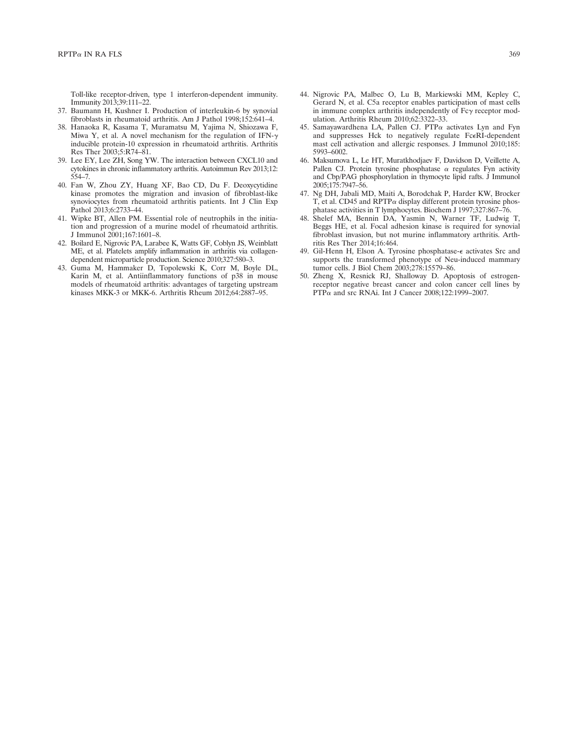Toll-like receptor-driven, type 1 interferon-dependent immunity. Immunity 2013;39:111–22.

37. Baumann H, Kushner I. Production of interleukin-6 by synovial fibroblasts in rheumatoid arthritis. Am J Pathol 1998;152:641–4.
38. Hanaoka R, Kasama T, Muramatsu M, Yajima N, Shiozawa F, Miwa Y, et al. A novel mechanism for the regulation of IFN-γ inducible protein-10 expression in rheumatoid arthritis. Arthritis Res Ther 2003;5:R74–81.
39. Lee EY, Lee ZH, Song YW. The interaction between CXCL10 and cytokines in chronic inflammatory arthritis. Autoimmun Rev 2013;12: 554–7.
40. Fan W, Zhou ZY, Huang XF, Bao CD, Du F. Deoxycytidine kinase promotes the migration and invasion of fibroblast-like synoviocytes from rheumatoid arthritis patients. Int J Clin Exp Pathol 2013;6:2733–44.
41. Wipke BT, Allen PM. Essential role of neutrophils in the initiation and progression of a murine model of rheumatoid arthritis. J Immunol 2001;167:1601–8.
42. Boilard E, Nigrovic PA, Larabee K, Watts GF, Coblyn JS, Weinblatt ME, et al. Platelets amplify inflammation in arthritis via collagen-dependent microparticle production. Science 2010;327:580–3.
43. Guma M, Hammaker D, Topolewski K, Corr M, Boyle DL, Karin M, et al. Antiinflammatory functions of p38 in mouse models of rheumatoid arthritis: advantages of targeting upstream kinases MKK-3 or MKK-6. Arthritis Rheum 2012;64:2887–95.
44. Nigrovic PA, Malbec O, Lu B, Markiewski MM, Kepley C, Gerard N, et al. C5a receptor enables participation of mast cells in immune complex arthritis independently of Fcγ receptor modulation. Arthritis Rheum 2010;62:3322–33.
45. Samayawardhena LA, Pallen CJ. PTPα activates Lyn and Fyn and suppresses Hck to negatively regulate FcεRI-dependent mast cell activation and allergic responses. J Immunol 2010;185: 5993–6002.
46. Maksumova L, Le HT, Muratkhodjaev F, Davidson D, Veillette A, Pallen CJ. Protein tyrosine phosphatase α regulates Fyn activity and Cbp/PAG phosphorylation in thymocyte lipid rafts. J Immunol 2005;175:7947–56.
47. Ng DH, Jabali MD, Maiti A, Borodchak P, Harder KW, Brocker T, et al. CD45 and RPTPα display different protein tyrosine phosphatase activities in T lymphocytes. Biochem J 1997;327:867–76.
48. Shelef MA, Bennin DA, Yasmin N, Warner TF, Ludwig T, Beggs HE, et al. Focal adhesion kinase is required for synovial fibroblast invasion, but not murine inflammatory arthritis. Arthritis Res Ther 2014;16:464.
49. Gil-Henn H, Elson A. Tyrosine phosphatase-ε activates Src and supports the transformed phenotype of Neu-induced mammary tumor cells. J Biol Chem 2003;278:15579–86.
50. Zheng X, Resnick RJ, Shalloway D. Apoptosis of estrogen-receptor negative breast cancer and colon cancer cell lines by PTPα and src RNAi. Int J Cancer 2008;122:1999–2007.